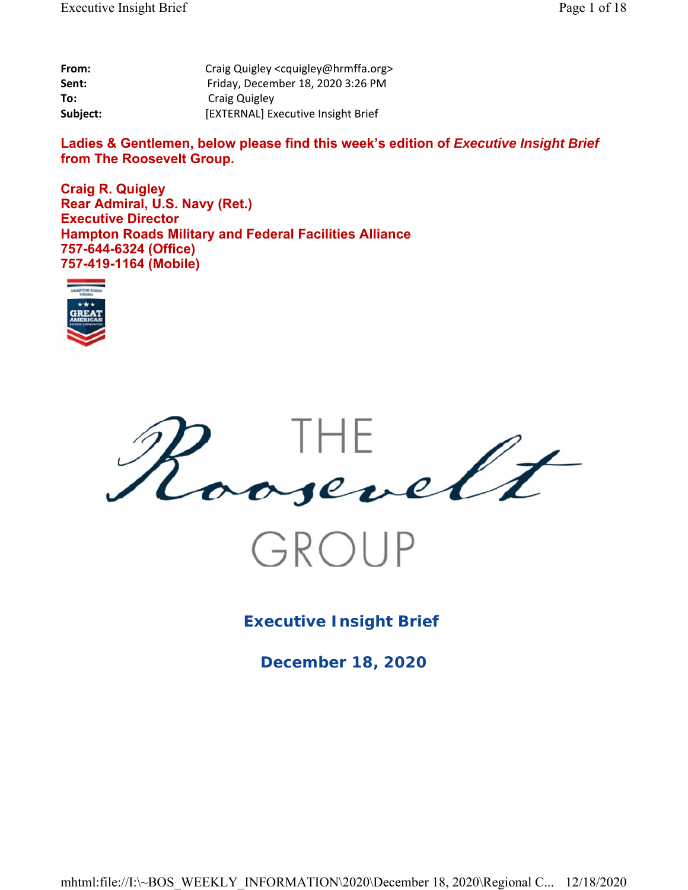| | |
|---|---|
| **From:** | Craig Quigley <cquigley@hrmffa.org> |
| **Sent:** | Friday, December 18, 2020 3:26 PM |
| **To:** | Craig Quigley |
| **Subject:** | [EXTERNAL] Executive Insight Brief |

**Ladies & Gentlemen, below please find this week's edition of *Executive Insight Brief* from The Roosevelt Group.**

**Craig R. Quigley**
**Rear Admiral, U.S. Navy (Ret.)**
**Executive Director**
**Hampton Roads Military and Federal Facilities Alliance**
**757-644-6324 (Office)**
**757-419-1164 (Mobile)**

THE Roosevelt GROUP

## Executive Insight Brief

### December 18, 2020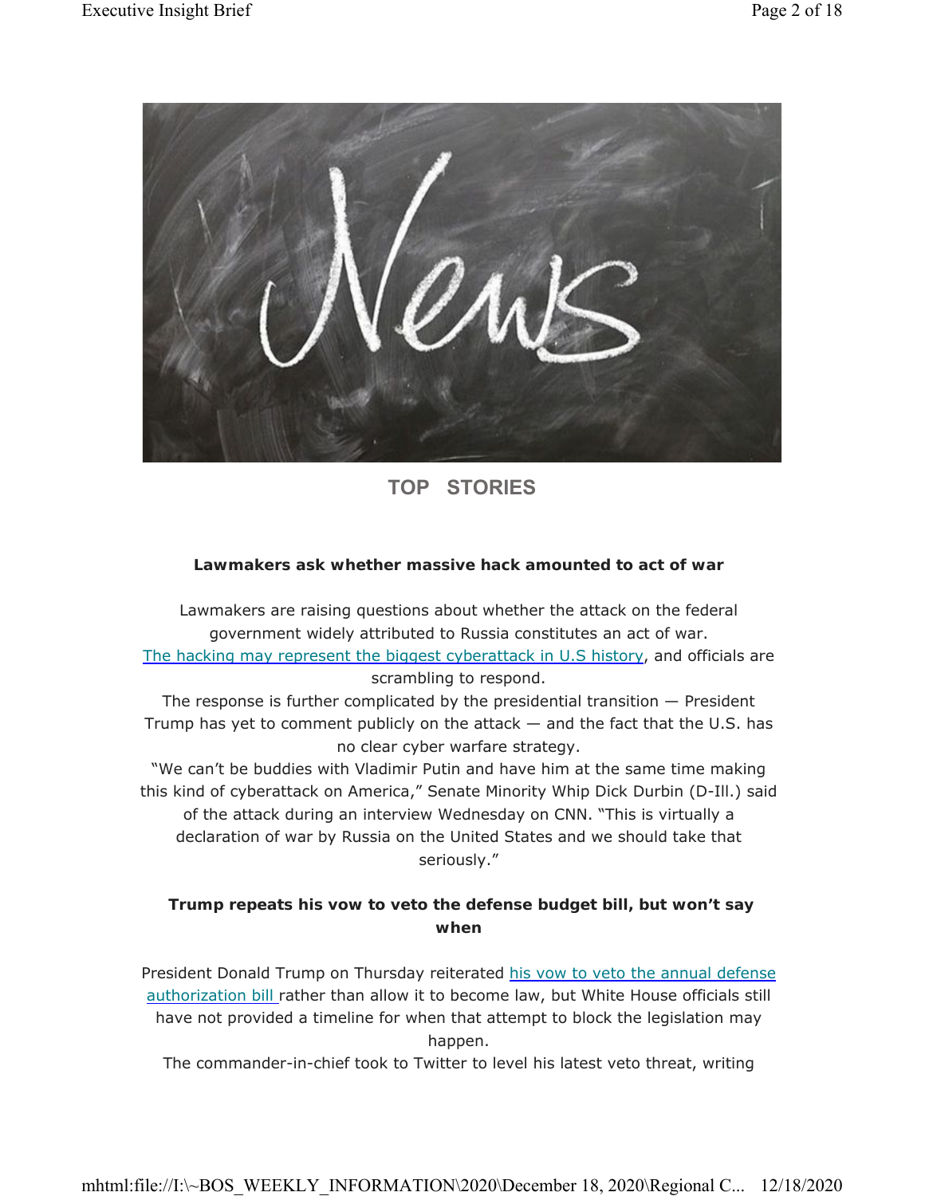## TOP STORIES

### Lawmakers ask whether massive hack amounted to act of war

Lawmakers are raising questions about whether the attack on the federal government widely attributed to Russia constitutes an act of war. The hacking may represent the biggest cyberattack in U.S history, and officials are scrambling to respond.

The response is further complicated by the presidential transition — President Trump has yet to comment publicly on the attack — and the fact that the U.S. has no clear cyber warfare strategy.

"We can't be buddies with Vladimir Putin and have him at the same time making this kind of cyberattack on America," Senate Minority Whip Dick Durbin (D-Ill.) said of the attack during an interview Wednesday on CNN. "This is virtually a declaration of war by Russia on the United States and we should take that seriously."

### Trump repeats his vow to veto the defense budget bill, but won't say when

President Donald Trump on Thursday reiterated his vow to veto the annual defense authorization bill rather than allow it to become law, but White House officials still have not provided a timeline for when that attempt to block the legislation may happen.

The commander-in-chief took to Twitter to level his latest veto threat, writing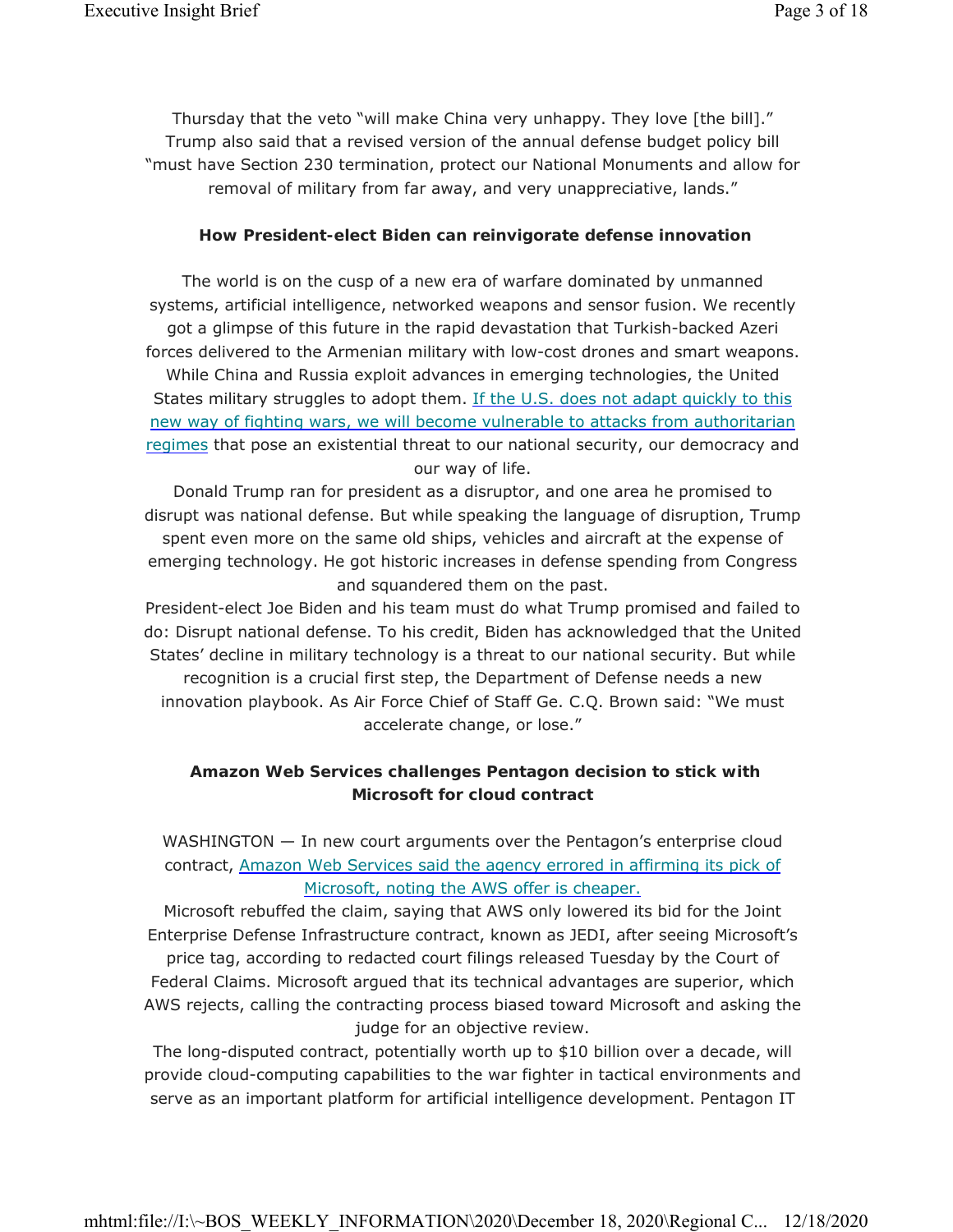Thursday that the veto "will make China very unhappy. They love [the bill]." Trump also said that a revised version of the annual defense budget policy bill "must have Section 230 termination, protect our National Monuments and allow for removal of military from far away, and very unappreciative, lands."

### How President-elect Biden can reinvigorate defense innovation

The world is on the cusp of a new era of warfare dominated by unmanned systems, artificial intelligence, networked weapons and sensor fusion. We recently got a glimpse of this future in the rapid devastation that Turkish-backed Azeri forces delivered to the Armenian military with low-cost drones and smart weapons. While China and Russia exploit advances in emerging technologies, the United States military struggles to adopt them. If the U.S. does not adapt quickly to this new way of fighting wars, we will become vulnerable to attacks from authoritarian regimes that pose an existential threat to our national security, our democracy and our way of life.

Donald Trump ran for president as a disruptor, and one area he promised to disrupt was national defense. But while speaking the language of disruption, Trump spent even more on the same old ships, vehicles and aircraft at the expense of emerging technology. He got historic increases in defense spending from Congress and squandered them on the past.

President-elect Joe Biden and his team must do what Trump promised and failed to do: Disrupt national defense. To his credit, Biden has acknowledged that the United States' decline in military technology is a threat to our national security. But while recognition is a crucial first step, the Department of Defense needs a new innovation playbook. As Air Force Chief of Staff Ge. C.Q. Brown said: "We must accelerate change, or lose."

### Amazon Web Services challenges Pentagon decision to stick with Microsoft for cloud contract

WASHINGTON — In new court arguments over the Pentagon's enterprise cloud contract, Amazon Web Services said the agency errored in affirming its pick of Microsoft, noting the AWS offer is cheaper.

Microsoft rebuffed the claim, saying that AWS only lowered its bid for the Joint Enterprise Defense Infrastructure contract, known as JEDI, after seeing Microsoft's price tag, according to redacted court filings released Tuesday by the Court of Federal Claims. Microsoft argued that its technical advantages are superior, which AWS rejects, calling the contracting process biased toward Microsoft and asking the judge for an objective review.

The long-disputed contract, potentially worth up to $10 billion over a decade, will provide cloud-computing capabilities to the war fighter in tactical environments and serve as an important platform for artificial intelligence development. Pentagon IT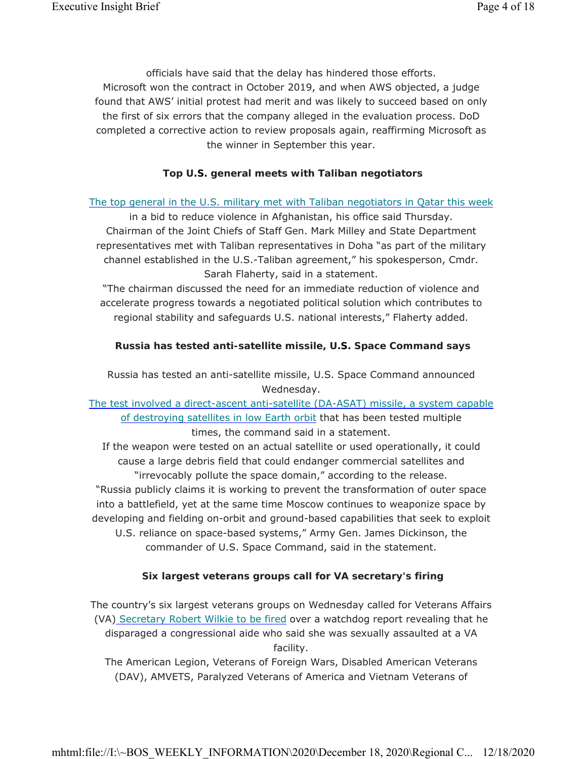officials have said that the delay has hindered those efforts.

Microsoft won the contract in October 2019, and when AWS objected, a judge found that AWS' initial protest had merit and was likely to succeed based on only the first of six errors that the company alleged in the evaluation process. DoD completed a corrective action to review proposals again, reaffirming Microsoft as the winner in September this year.

**Top U.S. general meets with Taliban negotiators**

The top general in the U.S. military met with Taliban negotiators in Qatar this week in a bid to reduce violence in Afghanistan, his office said Thursday.

Chairman of the Joint Chiefs of Staff Gen. Mark Milley and State Department representatives met with Taliban representatives in Doha "as part of the military channel established in the U.S.-Taliban agreement," his spokesperson, Cmdr. Sarah Flaherty, said in a statement.

"The chairman discussed the need for an immediate reduction of violence and accelerate progress towards a negotiated political solution which contributes to regional stability and safeguards U.S. national interests," Flaherty added.

**Russia has tested anti-satellite missile, U.S. Space Command says**

Russia has tested an anti-satellite missile, U.S. Space Command announced Wednesday.

The test involved a direct-ascent anti-satellite (DA-ASAT) missile, a system capable of destroying satellites in low Earth orbit that has been tested multiple times, the command said in a statement.

If the weapon were tested on an actual satellite or used operationally, it could cause a large debris field that could endanger commercial satellites and "irrevocably pollute the space domain," according to the release.

"Russia publicly claims it is working to prevent the transformation of outer space into a battlefield, yet at the same time Moscow continues to weaponize space by developing and fielding on-orbit and ground-based capabilities that seek to exploit U.S. reliance on space-based systems," Army Gen. James Dickinson, the commander of U.S. Space Command, said in the statement.

**Six largest veterans groups call for VA secretary's firing**

The country's six largest veterans groups on Wednesday called for Veterans Affairs (VA) Secretary Robert Wilkie to be fired over a watchdog report revealing that he disparaged a congressional aide who said she was sexually assaulted at a VA facility.

The American Legion, Veterans of Foreign Wars, Disabled American Veterans (DAV), AMVETS, Paralyzed Veterans of America and Vietnam Veterans of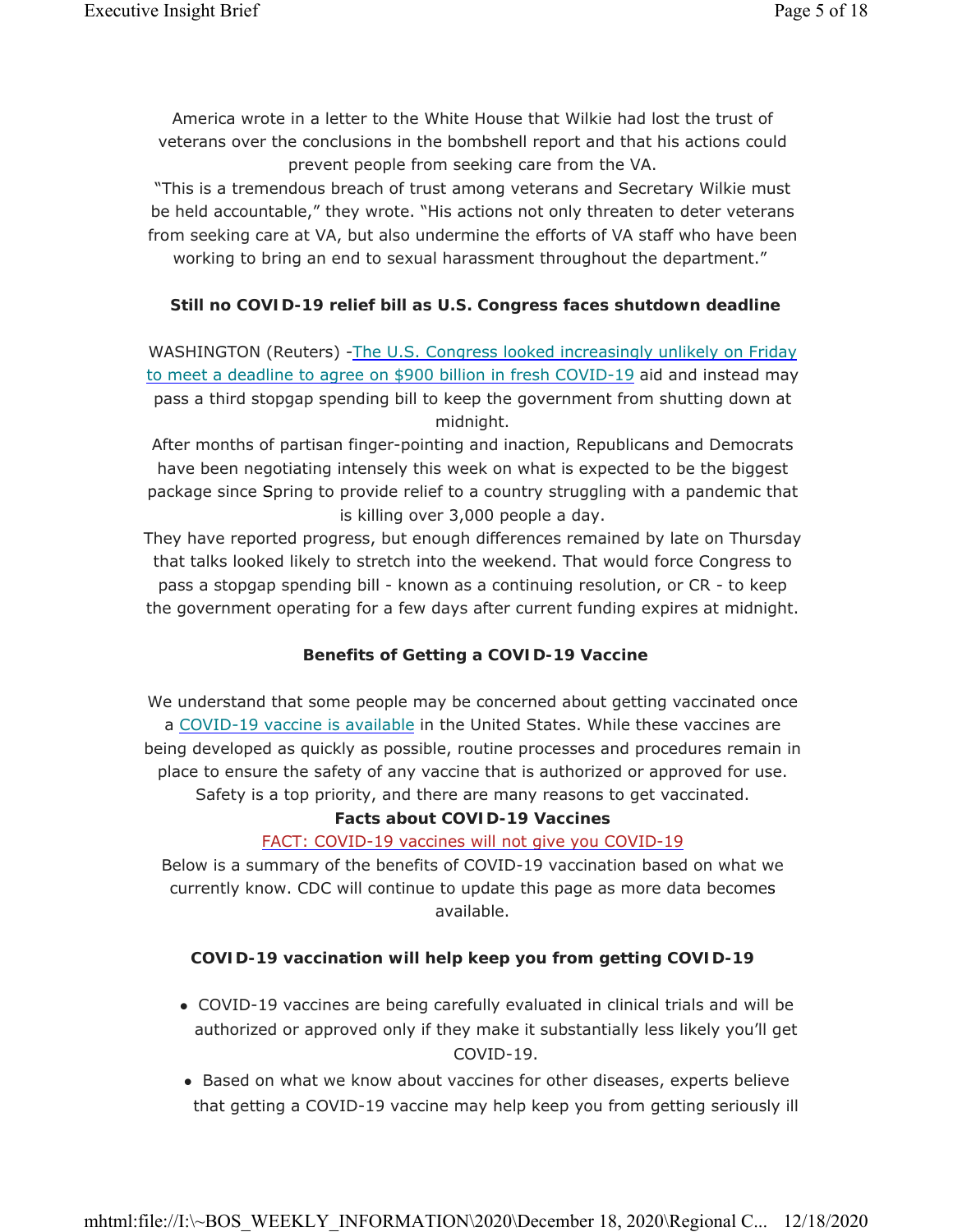America wrote in a letter to the White House that Wilkie had lost the trust of veterans over the conclusions in the bombshell report and that his actions could prevent people from seeking care from the VA.

"This is a tremendous breach of trust among veterans and Secretary Wilkie must be held accountable," they wrote. "His actions not only threaten to deter veterans from seeking care at VA, but also undermine the efforts of VA staff who have been working to bring an end to sexual harassment throughout the department."

**Still no COVID-19 relief bill as U.S. Congress faces shutdown deadline**

WASHINGTON (Reuters) -The U.S. Congress looked increasingly unlikely on Friday to meet a deadline to agree on $900 billion in fresh COVID-19 aid and instead may pass a third stopgap spending bill to keep the government from shutting down at midnight.

After months of partisan finger-pointing and inaction, Republicans and Democrats have been negotiating intensely this week on what is expected to be the biggest package since Spring to provide relief to a country struggling with a pandemic that is killing over 3,000 people a day.

They have reported progress, but enough differences remained by late on Thursday that talks looked likely to stretch into the weekend. That would force Congress to pass a stopgap spending bill - known as a continuing resolution, or CR - to keep the government operating for a few days after current funding expires at midnight.

**Benefits of Getting a COVID-19 Vaccine**

We understand that some people may be concerned about getting vaccinated once a COVID-19 vaccine is available in the United States. While these vaccines are being developed as quickly as possible, routine processes and procedures remain in place to ensure the safety of any vaccine that is authorized or approved for use. Safety is a top priority, and there are many reasons to get vaccinated.

**Facts about COVID-19 Vaccines**

FACT: COVID-19 vaccines will not give you COVID-19

Below is a summary of the benefits of COVID-19 vaccination based on what we currently know. CDC will continue to update this page as more data becomes available.

**COVID-19 vaccination will help keep you from getting COVID-19**

- COVID-19 vaccines are being carefully evaluated in clinical trials and will be authorized or approved only if they make it substantially less likely you'll get COVID-19.
- Based on what we know about vaccines for other diseases, experts believe that getting a COVID-19 vaccine may help keep you from getting seriously ill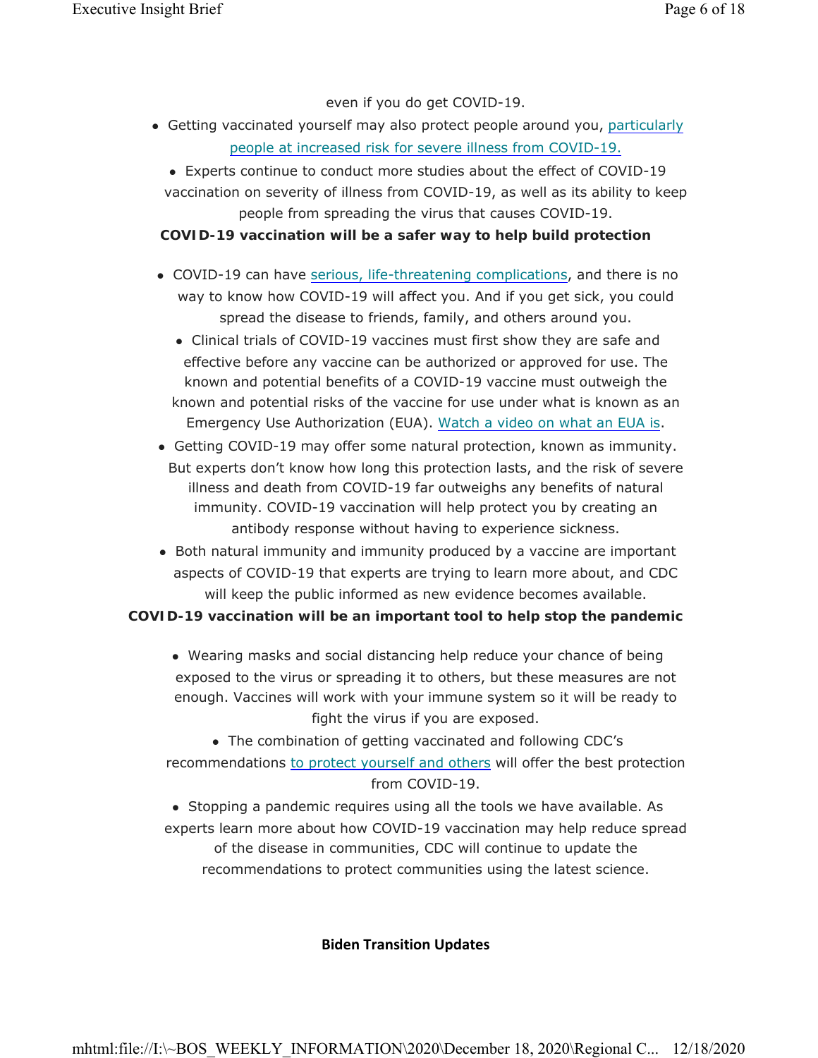even if you do get COVID-19.

- Getting vaccinated yourself may also protect people around you, particularly people at increased risk for severe illness from COVID-19.
- Experts continue to conduct more studies about the effect of COVID-19 vaccination on severity of illness from COVID-19, as well as its ability to keep people from spreading the virus that causes COVID-19.

**COVID-19 vaccination will be a safer way to help build protection**

- COVID-19 can have serious, life-threatening complications, and there is no way to know how COVID-19 will affect you. And if you get sick, you could spread the disease to friends, family, and others around you.
- Clinical trials of COVID-19 vaccines must first show they are safe and effective before any vaccine can be authorized or approved for use. The known and potential benefits of a COVID-19 vaccine must outweigh the known and potential risks of the vaccine for use under what is known as an Emergency Use Authorization (EUA). Watch a video on what an EUA is.
- Getting COVID-19 may offer some natural protection, known as immunity. But experts don't know how long this protection lasts, and the risk of severe illness and death from COVID-19 far outweighs any benefits of natural immunity. COVID-19 vaccination will help protect you by creating an antibody response without having to experience sickness.
- Both natural immunity and immunity produced by a vaccine are important aspects of COVID-19 that experts are trying to learn more about, and CDC will keep the public informed as new evidence becomes available.

**COVID-19 vaccination will be an important tool to help stop the pandemic**

- Wearing masks and social distancing help reduce your chance of being exposed to the virus or spreading it to others, but these measures are not enough. Vaccines will work with your immune system so it will be ready to fight the virus if you are exposed.
- The combination of getting vaccinated and following CDC's recommendations to protect yourself and others will offer the best protection from COVID-19.
- Stopping a pandemic requires using all the tools we have available. As experts learn more about how COVID-19 vaccination may help reduce spread of the disease in communities, CDC will continue to update the recommendations to protect communities using the latest science.

**Biden Transition Updates**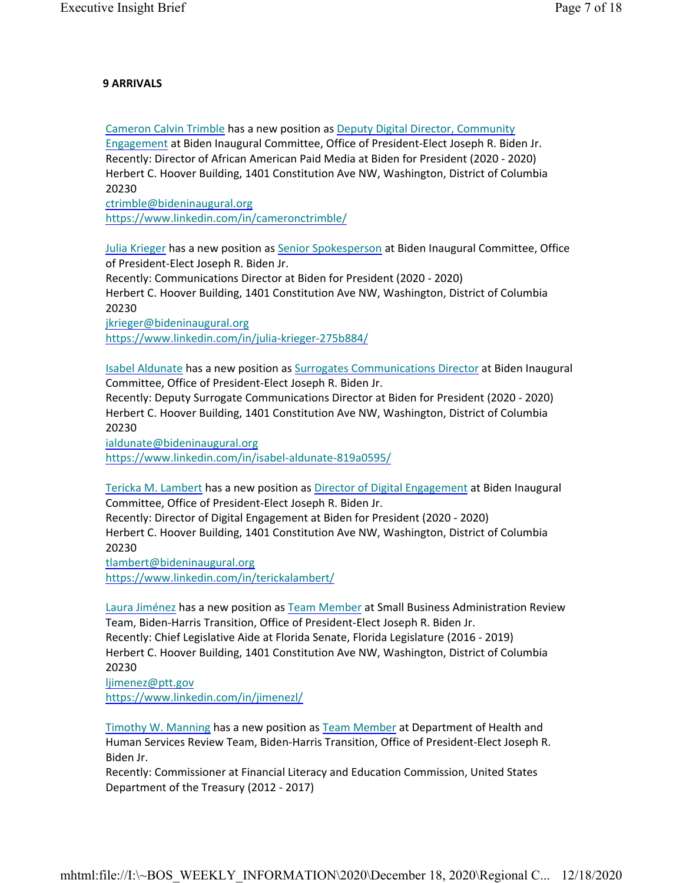**9 ARRIVALS**

Cameron Calvin Trimble has a new position as Deputy Digital Director, Community Engagement at Biden Inaugural Committee, Office of President-Elect Joseph R. Biden Jr.
Recently: Director of African American Paid Media at Biden for President (2020 - 2020)
Herbert C. Hoover Building, 1401 Constitution Ave NW, Washington, District of Columbia 20230
ctrimble@bideninaugural.org
https://www.linkedin.com/in/camerontrimble/

Julia Krieger has a new position as Senior Spokesperson at Biden Inaugural Committee, Office of President-Elect Joseph R. Biden Jr.
Recently: Communications Director at Biden for President (2020 - 2020)
Herbert C. Hoover Building, 1401 Constitution Ave NW, Washington, District of Columbia 20230
jkrieger@bideninaugural.org
https://www.linkedin.com/in/julia-krieger-275b884/

Isabel Aldunate has a new position as Surrogates Communications Director at Biden Inaugural Committee, Office of President-Elect Joseph R. Biden Jr.
Recently: Deputy Surrogate Communications Director at Biden for President (2020 - 2020)
Herbert C. Hoover Building, 1401 Constitution Ave NW, Washington, District of Columbia 20230
ialdunate@bideninaugural.org
https://www.linkedin.com/in/isabel-aldunate-819a0595/

Tericka M. Lambert has a new position as Director of Digital Engagement at Biden Inaugural Committee, Office of President-Elect Joseph R. Biden Jr.
Recently: Director of Digital Engagement at Biden for President (2020 - 2020)
Herbert C. Hoover Building, 1401 Constitution Ave NW, Washington, District of Columbia 20230
tlambert@bideninaugural.org
https://www.linkedin.com/in/terickalambert/

Laura Jiménez has a new position as Team Member at Small Business Administration Review Team, Biden-Harris Transition, Office of President-Elect Joseph R. Biden Jr.
Recently: Chief Legislative Aide at Florida Senate, Florida Legislature (2016 - 2019)
Herbert C. Hoover Building, 1401 Constitution Ave NW, Washington, District of Columbia 20230
ljimenez@ptt.gov
https://www.linkedin.com/in/jimenezl/

Timothy W. Manning has a new position as Team Member at Department of Health and Human Services Review Team, Biden-Harris Transition, Office of President-Elect Joseph R. Biden Jr.
Recently: Commissioner at Financial Literacy and Education Commission, United States Department of the Treasury (2012 - 2017)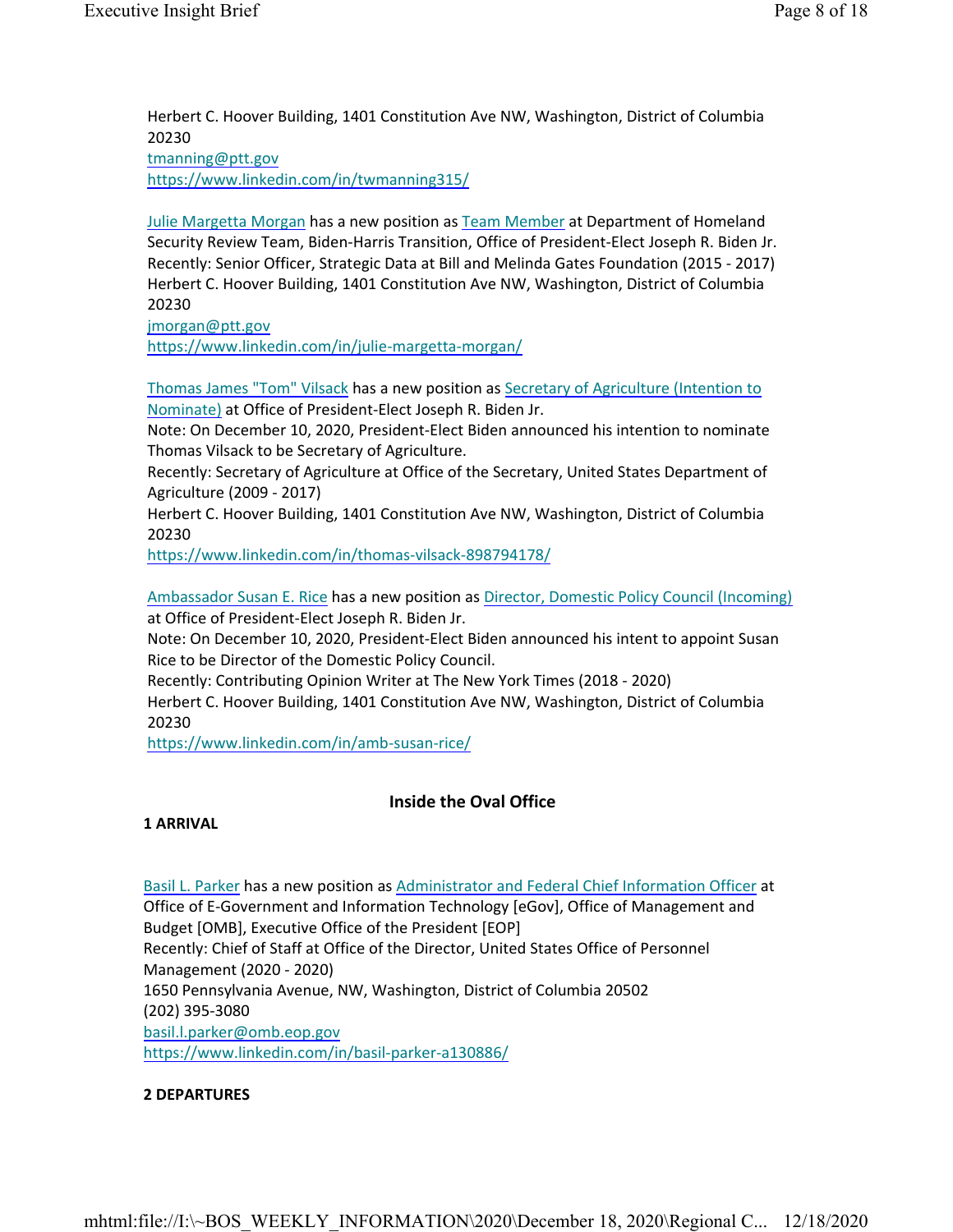Herbert C. Hoover Building, 1401 Constitution Ave NW, Washington, District of Columbia 20230
tmanning@ptt.gov
https://www.linkedin.com/in/twmanning315/

Julie Margetta Morgan has a new position as Team Member at Department of Homeland Security Review Team, Biden-Harris Transition, Office of President-Elect Joseph R. Biden Jr.
Recently: Senior Officer, Strategic Data at Bill and Melinda Gates Foundation (2015 - 2017)
Herbert C. Hoover Building, 1401 Constitution Ave NW, Washington, District of Columbia 20230
jmorgan@ptt.gov
https://www.linkedin.com/in/julie-margetta-morgan/

Thomas James "Tom" Vilsack has a new position as Secretary of Agriculture (Intention to Nominate) at Office of President-Elect Joseph R. Biden Jr.
Note: On December 10, 2020, President-Elect Biden announced his intention to nominate Thomas Vilsack to be Secretary of Agriculture.
Recently: Secretary of Agriculture at Office of the Secretary, United States Department of Agriculture (2009 - 2017)
Herbert C. Hoover Building, 1401 Constitution Ave NW, Washington, District of Columbia 20230
https://www.linkedin.com/in/thomas-vilsack-898794178/

Ambassador Susan E. Rice has a new position as Director, Domestic Policy Council (Incoming) at Office of President-Elect Joseph R. Biden Jr.
Note: On December 10, 2020, President-Elect Biden announced his intent to appoint Susan Rice to be Director of the Domestic Policy Council.
Recently: Contributing Opinion Writer at The New York Times (2018 - 2020)
Herbert C. Hoover Building, 1401 Constitution Ave NW, Washington, District of Columbia 20230
https://www.linkedin.com/in/amb-susan-rice/

## Inside the Oval Office

**1 ARRIVAL**

Basil L. Parker has a new position as Administrator and Federal Chief Information Officer at Office of E-Government and Information Technology [eGov], Office of Management and Budget [OMB], Executive Office of the President [EOP]
Recently: Chief of Staff at Office of the Director, United States Office of Personnel Management (2020 - 2020)
1650 Pennsylvania Avenue, NW, Washington, District of Columbia 20502
(202) 395-3080
basil.l.parker@omb.eop.gov
https://www.linkedin.com/in/basil-parker-a130886/

**2 DEPARTURES**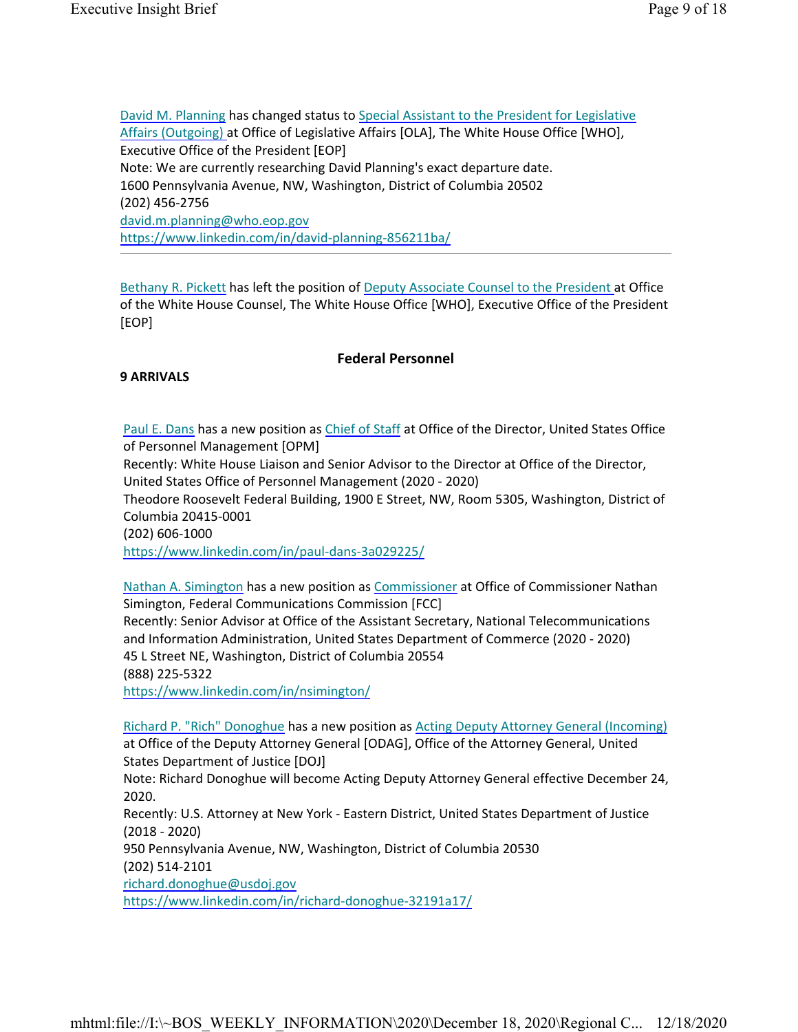David M. Planning has changed status to Special Assistant to the President for Legislative Affairs (Outgoing) at Office of Legislative Affairs [OLA], The White House Office [WHO], Executive Office of the President [EOP]
Note: We are currently researching David Planning's exact departure date.
1600 Pennsylvania Avenue, NW, Washington, District of Columbia 20502
(202) 456-2756
david.m.planning@who.eop.gov
https://www.linkedin.com/in/david-planning-856211ba/

---

Bethany R. Pickett has left the position of Deputy Associate Counsel to the President at Office of the White House Counsel, The White House Office [WHO], Executive Office of the President [EOP]

## Federal Personnel

**9 ARRIVALS**

Paul E. Dans has a new position as Chief of Staff at Office of the Director, United States Office of Personnel Management [OPM]
Recently: White House Liaison and Senior Advisor to the Director at Office of the Director, United States Office of Personnel Management (2020 - 2020)
Theodore Roosevelt Federal Building, 1900 E Street, NW, Room 5305, Washington, District of Columbia 20415-0001
(202) 606-1000
https://www.linkedin.com/in/paul-dans-3a029225/

Nathan A. Simington has a new position as Commissioner at Office of Commissioner Nathan Simington, Federal Communications Commission [FCC]
Recently: Senior Advisor at Office of the Assistant Secretary, National Telecommunications and Information Administration, United States Department of Commerce (2020 - 2020)
45 L Street NE, Washington, District of Columbia 20554
(888) 225-5322
https://www.linkedin.com/in/nsimington/

Richard P. "Rich" Donoghue has a new position as Acting Deputy Attorney General (Incoming) at Office of the Deputy Attorney General [ODAG], Office of the Attorney General, United States Department of Justice [DOJ]
Note: Richard Donoghue will become Acting Deputy Attorney General effective December 24, 2020.
Recently: U.S. Attorney at New York - Eastern District, United States Department of Justice (2018 - 2020)
950 Pennsylvania Avenue, NW, Washington, District of Columbia 20530
(202) 514-2101
richard.donoghue@usdoj.gov
https://www.linkedin.com/in/richard-donoghue-32191a17/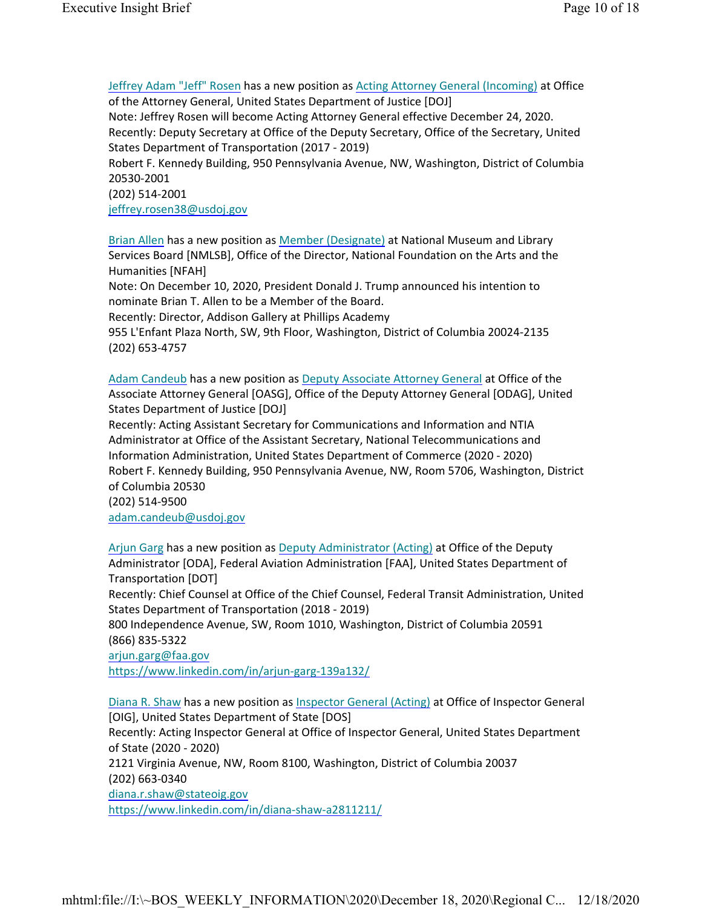[Jeffrey Adam "Jeff" Rosen] has a new position as [Acting Attorney General (Incoming)] at Office of the Attorney General, United States Department of Justice [DOJ]
Note: Jeffrey Rosen will become Acting Attorney General effective December 24, 2020.
Recently: Deputy Secretary at Office of the Deputy Secretary, Office of the Secretary, United States Department of Transportation (2017 - 2019)
Robert F. Kennedy Building, 950 Pennsylvania Avenue, NW, Washington, District of Columbia 20530-2001
(202) 514-2001
jeffrey.rosen38@usdoj.gov

[Brian Allen] has a new position as [Member (Designate)] at National Museum and Library Services Board [NMLSB], Office of the Director, National Foundation on the Arts and the Humanities [NFAH]
Note: On December 10, 2020, President Donald J. Trump announced his intention to nominate Brian T. Allen to be a Member of the Board.
Recently: Director, Addison Gallery at Phillips Academy
955 L'Enfant Plaza North, SW, 9th Floor, Washington, District of Columbia 20024-2135
(202) 653-4757

[Adam Candeub] has a new position as [Deputy Associate Attorney General] at Office of the Associate Attorney General [OASG], Office of the Deputy Attorney General [ODAG], United States Department of Justice [DOJ]
Recently: Acting Assistant Secretary for Communications and Information and NTIA Administrator at Office of the Assistant Secretary, National Telecommunications and Information Administration, United States Department of Commerce (2020 - 2020)
Robert F. Kennedy Building, 950 Pennsylvania Avenue, NW, Room 5706, Washington, District of Columbia 20530
(202) 514-9500
adam.candeub@usdoj.gov

[Arjun Garg] has a new position as [Deputy Administrator (Acting)] at Office of the Deputy Administrator [ODA], Federal Aviation Administration [FAA], United States Department of Transportation [DOT]
Recently: Chief Counsel at Office of the Chief Counsel, Federal Transit Administration, United States Department of Transportation (2018 - 2019)
800 Independence Avenue, SW, Room 1010, Washington, District of Columbia 20591
(866) 835-5322
arjun.garg@faa.gov
https://www.linkedin.com/in/arjun-garg-139a132/

[Diana R. Shaw] has a new position as [Inspector General (Acting)] at Office of Inspector General [OIG], United States Department of State [DOS]
Recently: Acting Inspector General at Office of Inspector General, United States Department of State (2020 - 2020)
2121 Virginia Avenue, NW, Room 8100, Washington, District of Columbia 20037
(202) 663-0340
diana.r.shaw@stateoig.gov
https://www.linkedin.com/in/diana-shaw-a2811211/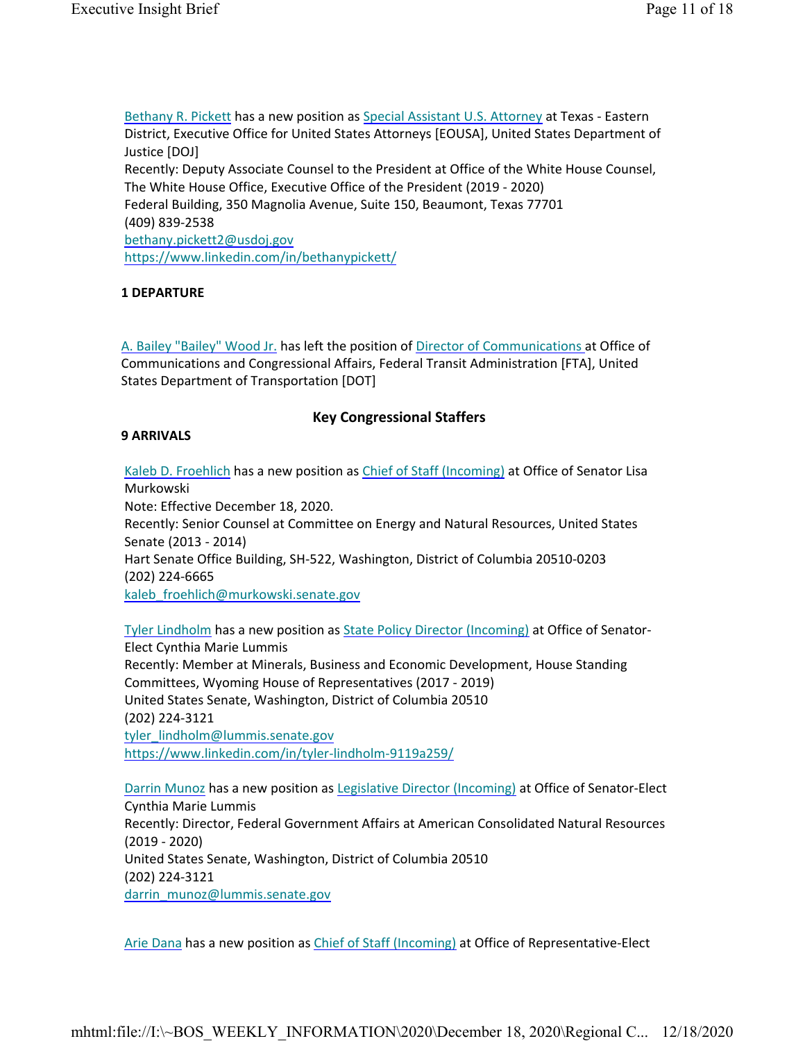[Bethany R. Pickett](#) has a new position as [Special Assistant U.S. Attorney](#) at Texas - Eastern District, Executive Office for United States Attorneys [EOUSA], United States Department of Justice [DOJ]
Recently: Deputy Associate Counsel to the President at Office of the White House Counsel, The White House Office, Executive Office of the President (2019 - 2020)
Federal Building, 350 Magnolia Avenue, Suite 150, Beaumont, Texas 77701
(409) 839-2538
bethany.pickett2@usdoj.gov
https://www.linkedin.com/in/bethanypickett/

**1 DEPARTURE**

A. Bailey "Bailey" Wood Jr. has left the position of Director of Communications at Office of Communications and Congressional Affairs, Federal Transit Administration [FTA], United States Department of Transportation [DOT]

## Key Congressional Staffers

**9 ARRIVALS**

Kaleb D. Froehlich has a new position as Chief of Staff (Incoming) at Office of Senator Lisa Murkowski
Note: Effective December 18, 2020.
Recently: Senior Counsel at Committee on Energy and Natural Resources, United States Senate (2013 - 2014)
Hart Senate Office Building, SH-522, Washington, District of Columbia 20510-0203
(202) 224-6665
kaleb_froehlich@murkowski.senate.gov

Tyler Lindholm has a new position as State Policy Director (Incoming) at Office of Senator-Elect Cynthia Marie Lummis
Recently: Member at Minerals, Business and Economic Development, House Standing Committees, Wyoming House of Representatives (2017 - 2019)
United States Senate, Washington, District of Columbia 20510
(202) 224-3121
tyler_lindholm@lummis.senate.gov
https://www.linkedin.com/in/tyler-lindholm-9119a259/

Darrin Munoz has a new position as Legislative Director (Incoming) at Office of Senator-Elect Cynthia Marie Lummis
Recently: Director, Federal Government Affairs at American Consolidated Natural Resources (2019 - 2020)
United States Senate, Washington, District of Columbia 20510
(202) 224-3121
darrin_munoz@lummis.senate.gov

Arie Dana has a new position as Chief of Staff (Incoming) at Office of Representative-Elect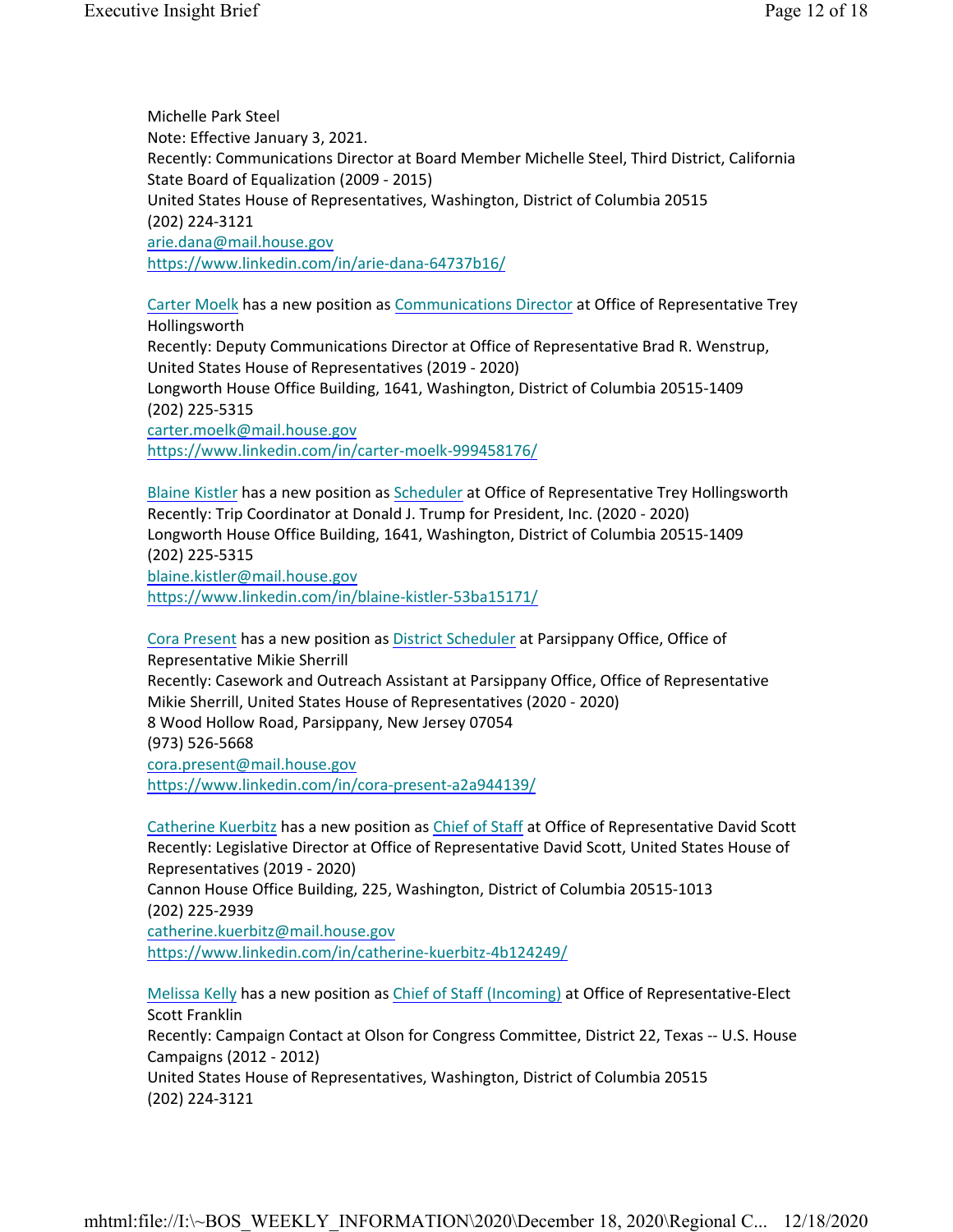Michelle Park Steel
Note: Effective January 3, 2021.
Recently: Communications Director at Board Member Michelle Steel, Third District, California State Board of Equalization (2009 - 2015)
United States House of Representatives, Washington, District of Columbia 20515
(202) 224-3121
arie.dana@mail.house.gov
https://www.linkedin.com/in/arie-dana-64737b16/

Carter Moelk has a new position as Communications Director at Office of Representative Trey Hollingsworth
Recently: Deputy Communications Director at Office of Representative Brad R. Wenstrup, United States House of Representatives (2019 - 2020)
Longworth House Office Building, 1641, Washington, District of Columbia 20515-1409
(202) 225-5315
carter.moelk@mail.house.gov
https://www.linkedin.com/in/carter-moelk-999458176/

Blaine Kistler has a new position as Scheduler at Office of Representative Trey Hollingsworth
Recently: Trip Coordinator at Donald J. Trump for President, Inc. (2020 - 2020)
Longworth House Office Building, 1641, Washington, District of Columbia 20515-1409
(202) 225-5315
blaine.kistler@mail.house.gov
https://www.linkedin.com/in/blaine-kistler-53ba15171/

Cora Present has a new position as District Scheduler at Parsippany Office, Office of Representative Mikie Sherrill
Recently: Casework and Outreach Assistant at Parsippany Office, Office of Representative Mikie Sherrill, United States House of Representatives (2020 - 2020)
8 Wood Hollow Road, Parsippany, New Jersey 07054
(973) 526-5668
cora.present@mail.house.gov
https://www.linkedin.com/in/cora-present-a2a944139/

Catherine Kuerbitz has a new position as Chief of Staff at Office of Representative David Scott
Recently: Legislative Director at Office of Representative David Scott, United States House of Representatives (2019 - 2020)
Cannon House Office Building, 225, Washington, District of Columbia 20515-1013
(202) 225-2939
catherine.kuerbitz@mail.house.gov
https://www.linkedin.com/in/catherine-kuerbitz-4b124249/

Melissa Kelly has a new position as Chief of Staff (Incoming) at Office of Representative-Elect Scott Franklin
Recently: Campaign Contact at Olson for Congress Committee, District 22, Texas -- U.S. House Campaigns (2012 - 2012)
United States House of Representatives, Washington, District of Columbia 20515
(202) 224-3121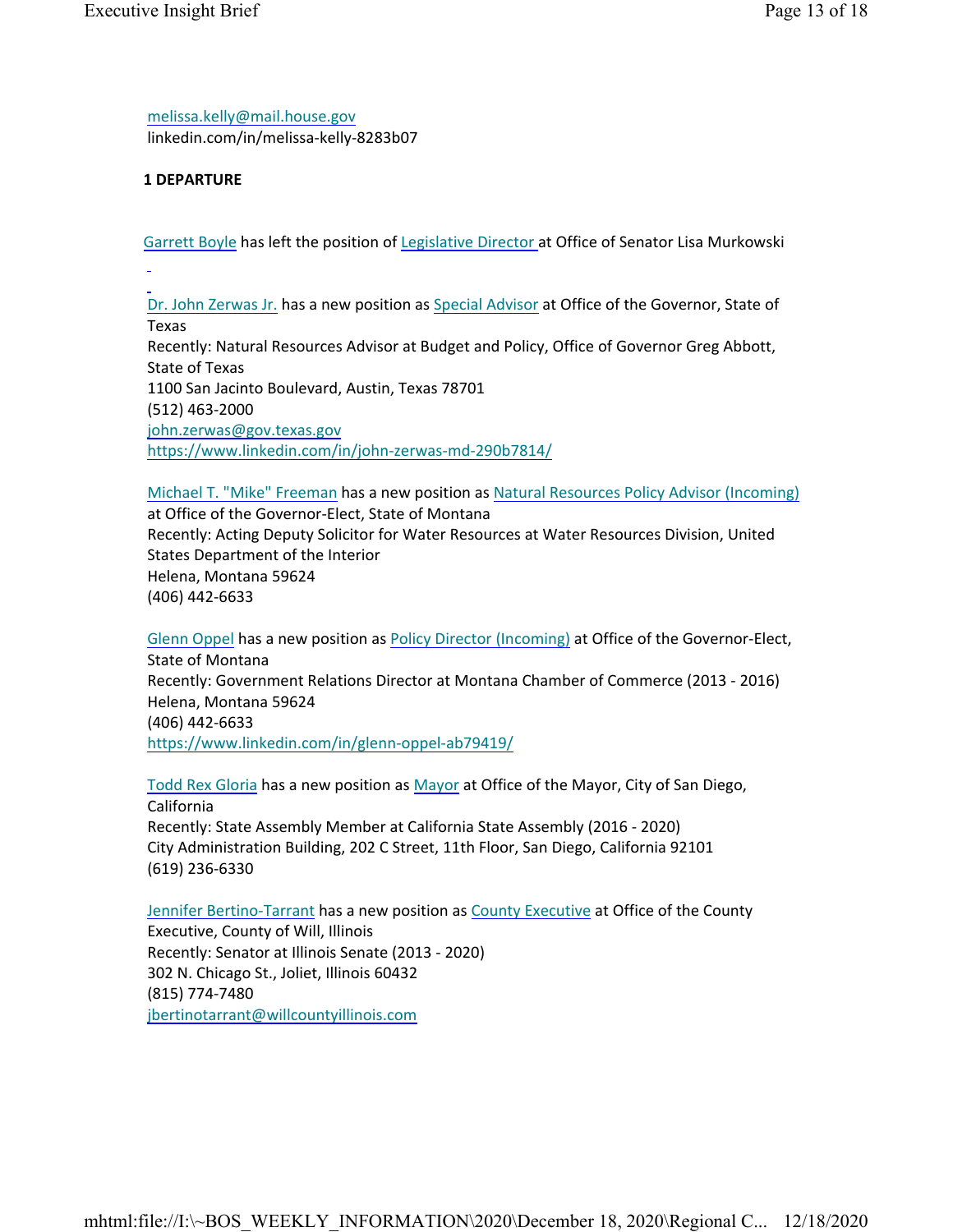melissa.kelly@mail.house.gov
linkedin.com/in/melissa-kelly-8283b07

**1 DEPARTURE**

Garrett Boyle has left the position of Legislative Director at Office of Senator Lisa Murkowski

Dr. John Zerwas Jr. has a new position as Special Advisor at Office of the Governor, State of Texas
Recently: Natural Resources Advisor at Budget and Policy, Office of Governor Greg Abbott, State of Texas
1100 San Jacinto Boulevard, Austin, Texas 78701
(512) 463-2000
john.zerwas@gov.texas.gov
https://www.linkedin.com/in/john-zerwas-md-290b7814/

Michael T. "Mike" Freeman has a new position as Natural Resources Policy Advisor (Incoming) at Office of the Governor-Elect, State of Montana
Recently: Acting Deputy Solicitor for Water Resources at Water Resources Division, United States Department of the Interior
Helena, Montana 59624
(406) 442-6633

Glenn Oppel has a new position as Policy Director (Incoming) at Office of the Governor-Elect, State of Montana
Recently: Government Relations Director at Montana Chamber of Commerce (2013 - 2016)
Helena, Montana 59624
(406) 442-6633
https://www.linkedin.com/in/glenn-oppel-ab79419/

Todd Rex Gloria has a new position as Mayor at Office of the Mayor, City of San Diego, California
Recently: State Assembly Member at California State Assembly (2016 - 2020)
City Administration Building, 202 C Street, 11th Floor, San Diego, California 92101
(619) 236-6330

Jennifer Bertino-Tarrant has a new position as County Executive at Office of the County Executive, County of Will, Illinois
Recently: Senator at Illinois Senate (2013 - 2020)
302 N. Chicago St., Joliet, Illinois 60432
(815) 774-7480
jbertinotarrant@willcountyillinois.com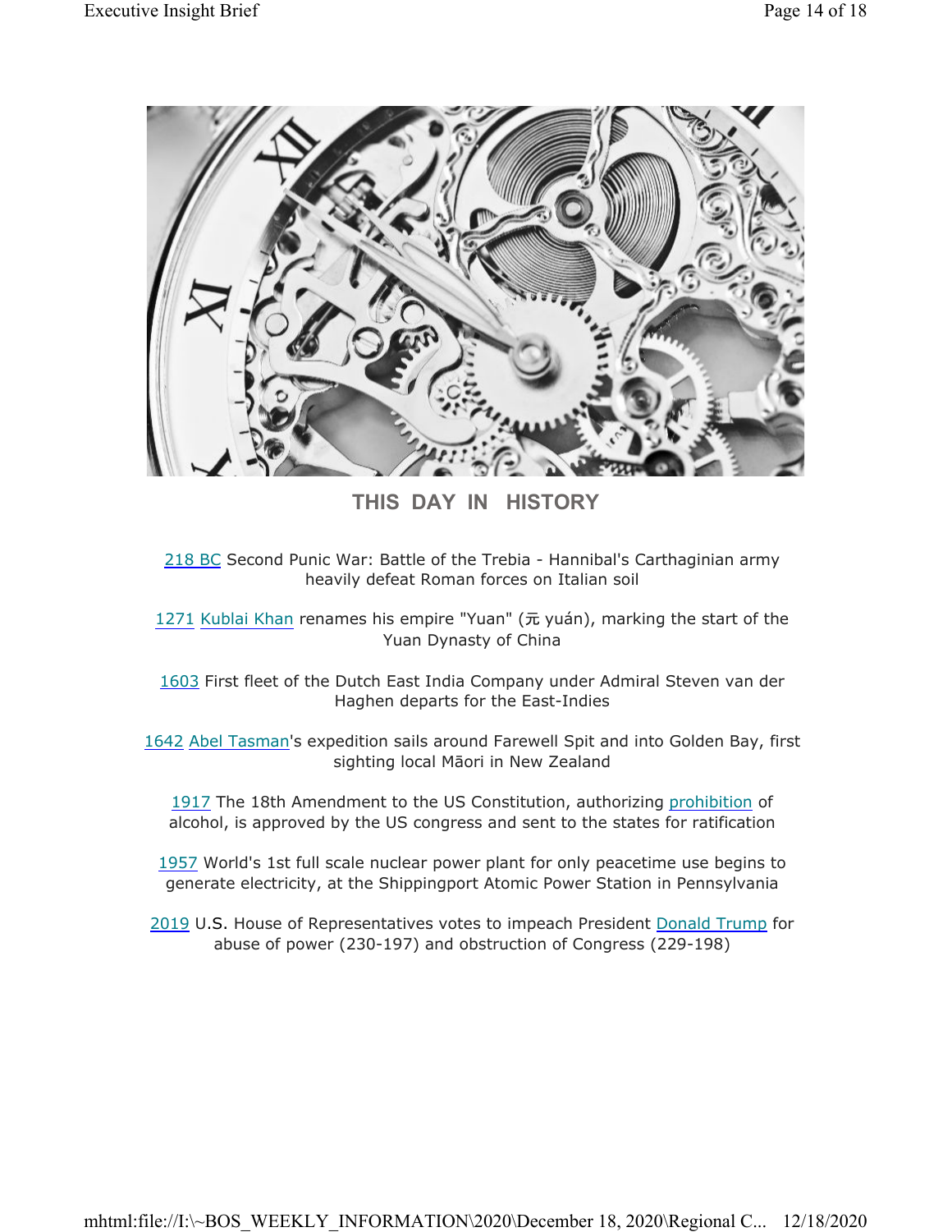## THIS DAY IN HISTORY

218 BC Second Punic War: Battle of the Trebia - Hannibal's Carthaginian army heavily defeat Roman forces on Italian soil

1271 Kublai Khan renames his empire "Yuan" (元 yuán), marking the start of the Yuan Dynasty of China

1603 First fleet of the Dutch East India Company under Admiral Steven van der Haghen departs for the East-Indies

1642 Abel Tasman's expedition sails around Farewell Spit and into Golden Bay, first sighting local Māori in New Zealand

1917 The 18th Amendment to the US Constitution, authorizing prohibition of alcohol, is approved by the US congress and sent to the states for ratification

1957 World's 1st full scale nuclear power plant for only peacetime use begins to generate electricity, at the Shippingport Atomic Power Station in Pennsylvania

2019 U.S. House of Representatives votes to impeach President Donald Trump for abuse of power (230-197) and obstruction of Congress (229-198)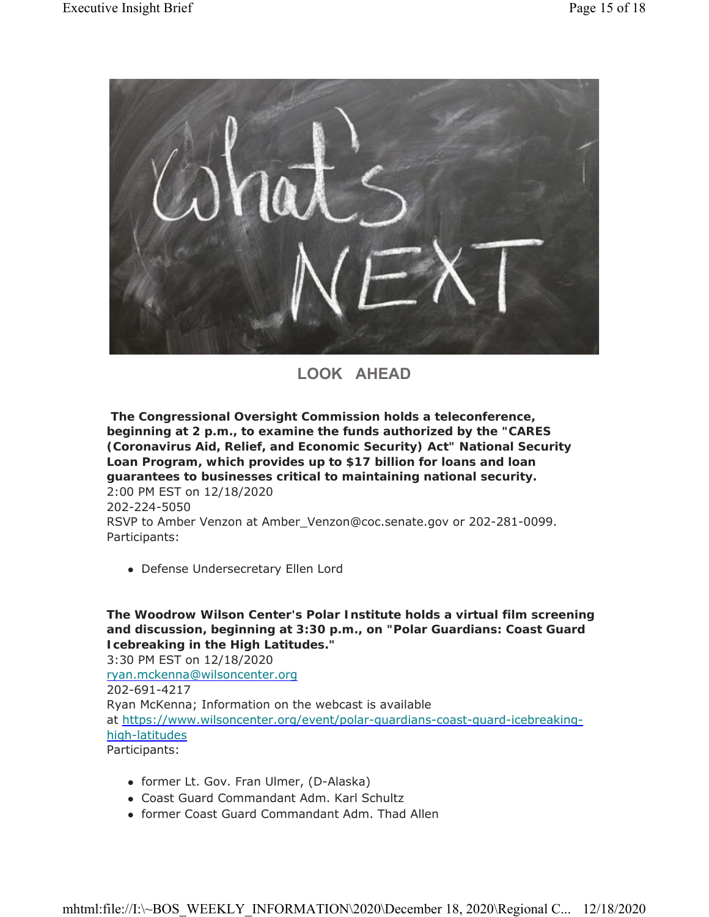## LOOK AHEAD

**The Congressional Oversight Commission holds a teleconference, beginning at 2 p.m., to examine the funds authorized by the "CARES (Coronavirus Aid, Relief, and Economic Security) Act" National Security Loan Program, which provides up to $17 billion for loans and loan guarantees to businesses critical to maintaining national security.**
2:00 PM EST on 12/18/2020
202-224-5050
RSVP to Amber Venzon at Amber_Venzon@coc.senate.gov or 202-281-0099.
Participants:

- Defense Undersecretary Ellen Lord

**The Woodrow Wilson Center's Polar Institute holds a virtual film screening and discussion, beginning at 3:30 p.m., on "Polar Guardians: Coast Guard Icebreaking in the High Latitudes."**
3:30 PM EST on 12/18/2020
ryan.mckenna@wilsoncenter.org
202-691-4217
Ryan McKenna; Information on the webcast is available at https://www.wilsoncenter.org/event/polar-guardians-coast-guard-icebreaking-high-latitudes
Participants:

- former Lt. Gov. Fran Ulmer, (D-Alaska)
- Coast Guard Commandant Adm. Karl Schultz
- former Coast Guard Commandant Adm. Thad Allen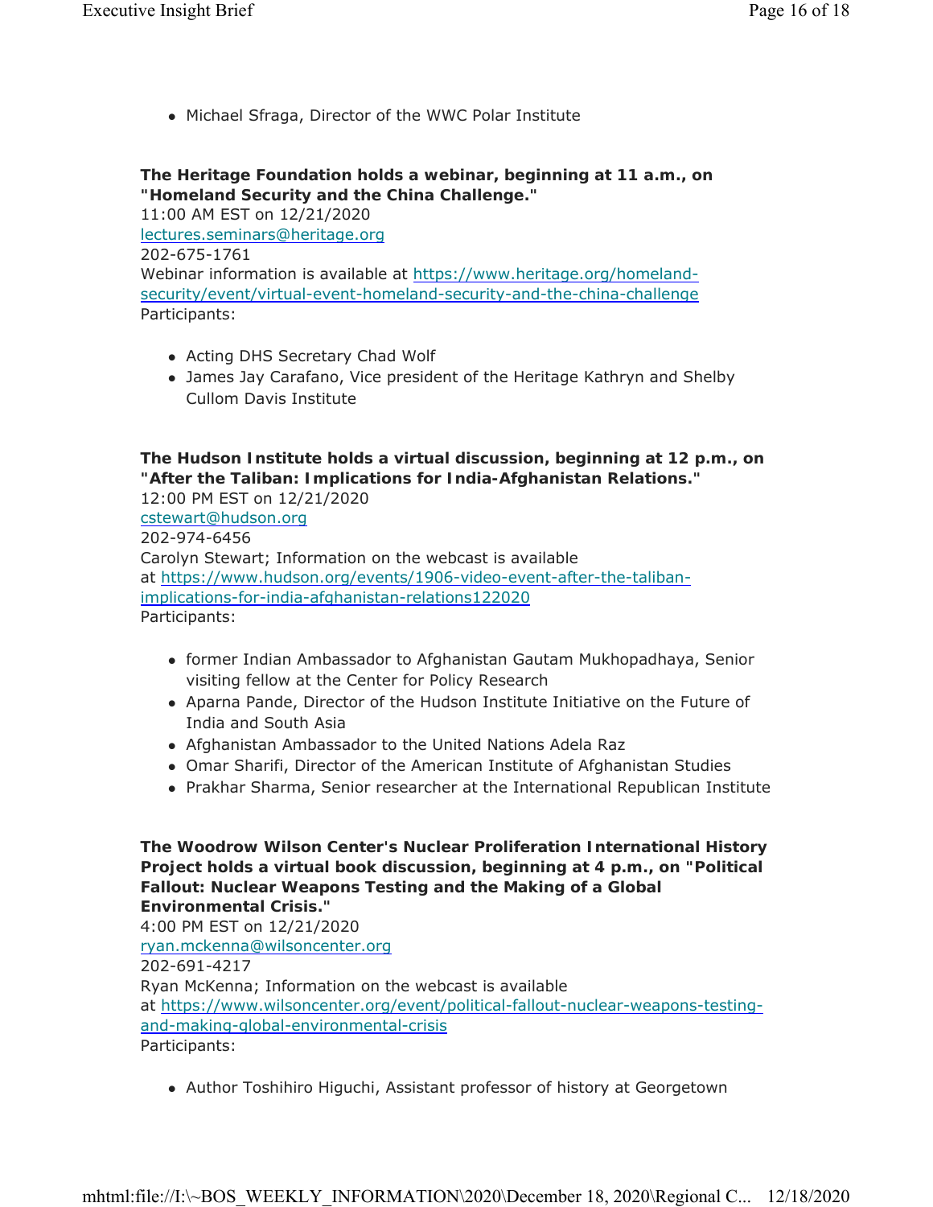- Michael Sfraga, Director of the WWC Polar Institute

**The Heritage Foundation holds a webinar, beginning at 11 a.m., on "Homeland Security and the China Challenge."**
11:00 AM EST on 12/21/2020
lectures.seminars@heritage.org
202-675-1761
Webinar information is available at https://www.heritage.org/homeland-security/event/virtual-event-homeland-security-and-the-china-challenge
Participants:

- Acting DHS Secretary Chad Wolf
- James Jay Carafano, Vice president of the Heritage Kathryn and Shelby Cullom Davis Institute

**The Hudson Institute holds a virtual discussion, beginning at 12 p.m., on "After the Taliban: Implications for India-Afghanistan Relations."**
12:00 PM EST on 12/21/2020
cstewart@hudson.org
202-974-6456
Carolyn Stewart; Information on the webcast is available at https://www.hudson.org/events/1906-video-event-after-the-taliban-implications-for-india-afghanistan-relations122020
Participants:

- former Indian Ambassador to Afghanistan Gautam Mukhopadhaya, Senior visiting fellow at the Center for Policy Research
- Aparna Pande, Director of the Hudson Institute Initiative on the Future of India and South Asia
- Afghanistan Ambassador to the United Nations Adela Raz
- Omar Sharifi, Director of the American Institute of Afghanistan Studies
- Prakhar Sharma, Senior researcher at the International Republican Institute

**The Woodrow Wilson Center's Nuclear Proliferation International History Project holds a virtual book discussion, beginning at 4 p.m., on "Political Fallout: Nuclear Weapons Testing and the Making of a Global Environmental Crisis."**
4:00 PM EST on 12/21/2020
ryan.mckenna@wilsoncenter.org
202-691-4217
Ryan McKenna; Information on the webcast is available at https://www.wilsoncenter.org/event/political-fallout-nuclear-weapons-testing-and-making-global-environmental-crisis
Participants:

- Author Toshihiro Higuchi, Assistant professor of history at Georgetown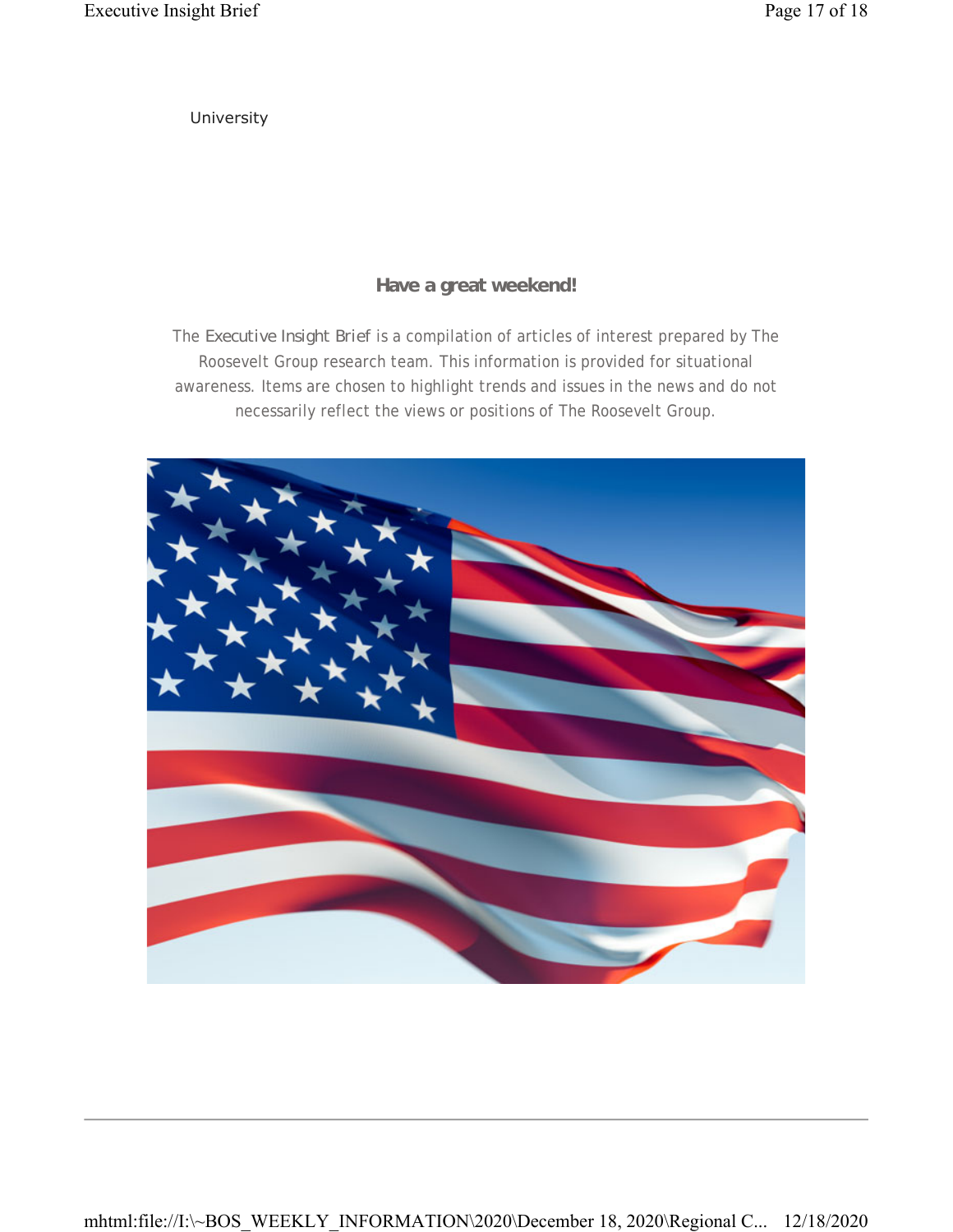University

**Have a great weekend!**

The *Executive Insight Brief* is a compilation of articles of interest prepared by The Roosevelt Group research team. This information is provided for situational awareness. Items are chosen to highlight trends and issues in the news and do not necessarily reflect the views or positions of The Roosevelt Group.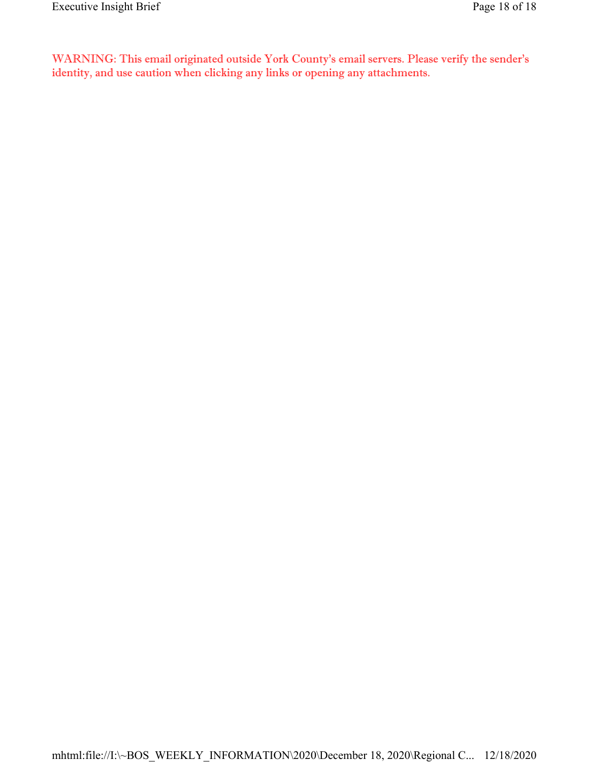WARNING: This email originated outside York County's email servers. Please verify the sender's identity, and use caution when clicking any links or opening any attachments.